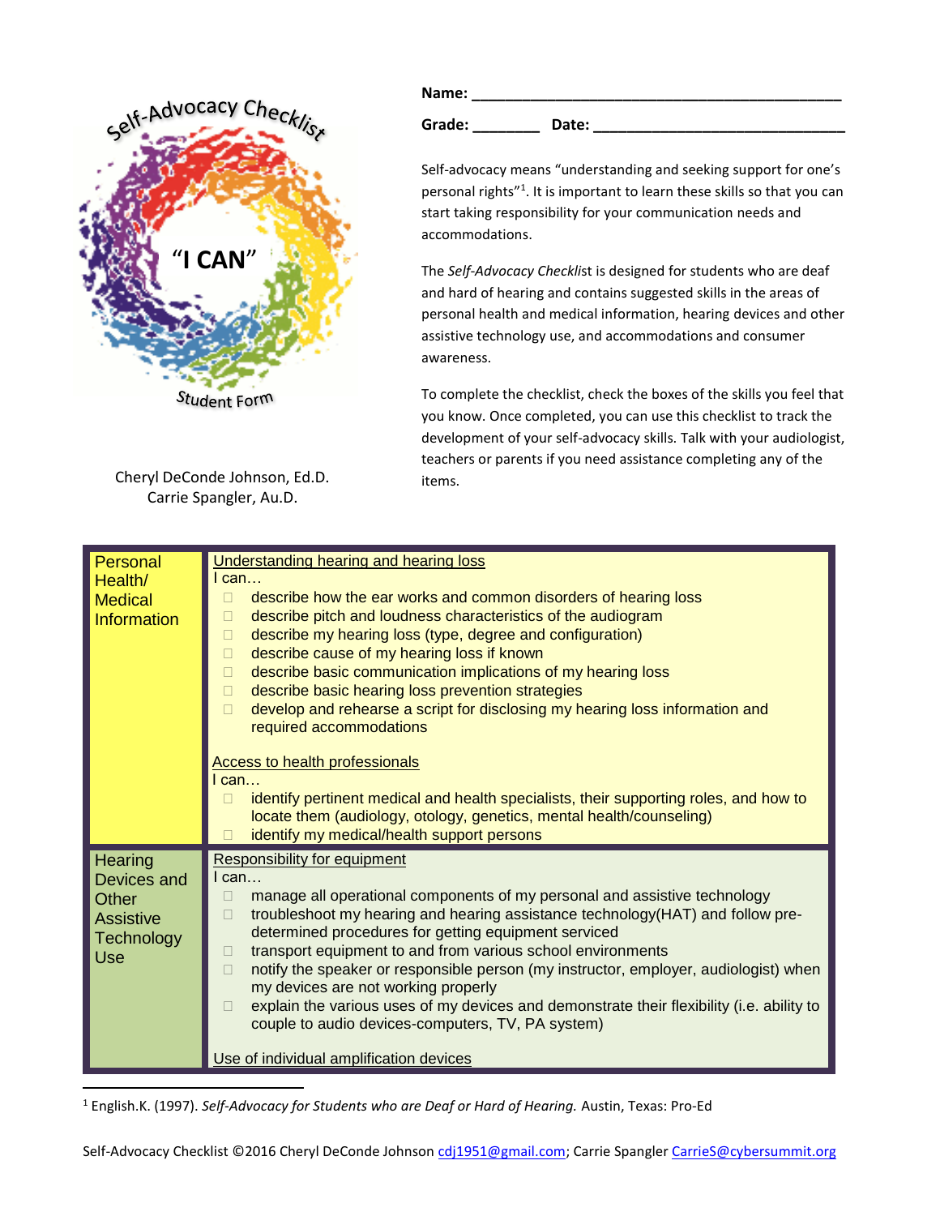# Self-Advocacy Checklist

## "I CAN"

Student Form

Cheryl DeConde Johnson, Ed.D.
Carrie Spangler, Au.D.

**Name:** ______________________________________________

**Grade:** ________ **Date:** ______________________________

Self-advocacy means "understanding and seeking support for one's personal rights"[1]. It is important to learn these skills so that you can start taking responsibility for your communication needs and accommodations.

The *Self-Advocacy Checklist* is designed for students who are deaf and hard of hearing and contains suggested skills in the areas of personal health and medical information, hearing devices and other assistive technology use, and accommodations and consumer awareness.

To complete the checklist, check the boxes of the skills you feel that you know. Once completed, you can use this checklist to track the development of your self-advocacy skills. Talk with your audiologist, teachers or parents if you need assistance completing any of the items.

| | |
|---|---|
| Personal Health/ Medical Information | Understanding hearing and hearing loss<br>I can…<br>☐ describe how the ear works and common disorders of hearing loss<br>☐ describe pitch and loudness characteristics of the audiogram<br>☐ describe my hearing loss (type, degree and configuration)<br>☐ describe cause of my hearing loss if known<br>☐ describe basic communication implications of my hearing loss<br>☐ describe basic hearing loss prevention strategies<br>☐ develop and rehearse a script for disclosing my hearing loss information and required accommodations<br><br>Access to health professionals<br>I can…<br>☐ identify pertinent medical and health specialists, their supporting roles, and how to locate them (audiology, otology, genetics, mental health/counseling)<br>☐ identify my medical/health support persons |
| Hearing Devices and Other Assistive Technology Use | Responsibility for equipment<br>I can…<br>☐ manage all operational components of my personal and assistive technology<br>☐ troubleshoot my hearing and hearing assistance technology(HAT) and follow pre-determined procedures for getting equipment serviced<br>☐ transport equipment to and from various school environments<br>☐ notify the speaker or responsible person (my instructor, employer, audiologist) when my devices are not working properly<br>☐ explain the various uses of my devices and demonstrate their flexibility (i.e. ability to couple to audio devices-computers, TV, PA system)<br><br>Use of individual amplification devices |

[1] English.K. (1997). *Self-Advocacy for Students who are Deaf or Hard of Hearing.* Austin, Texas: Pro-Ed

Self-Advocacy Checklist ©2016 Cheryl DeConde Johnson cdj1951@gmail.com; Carrie Spangler CarrieS@cybersummit.org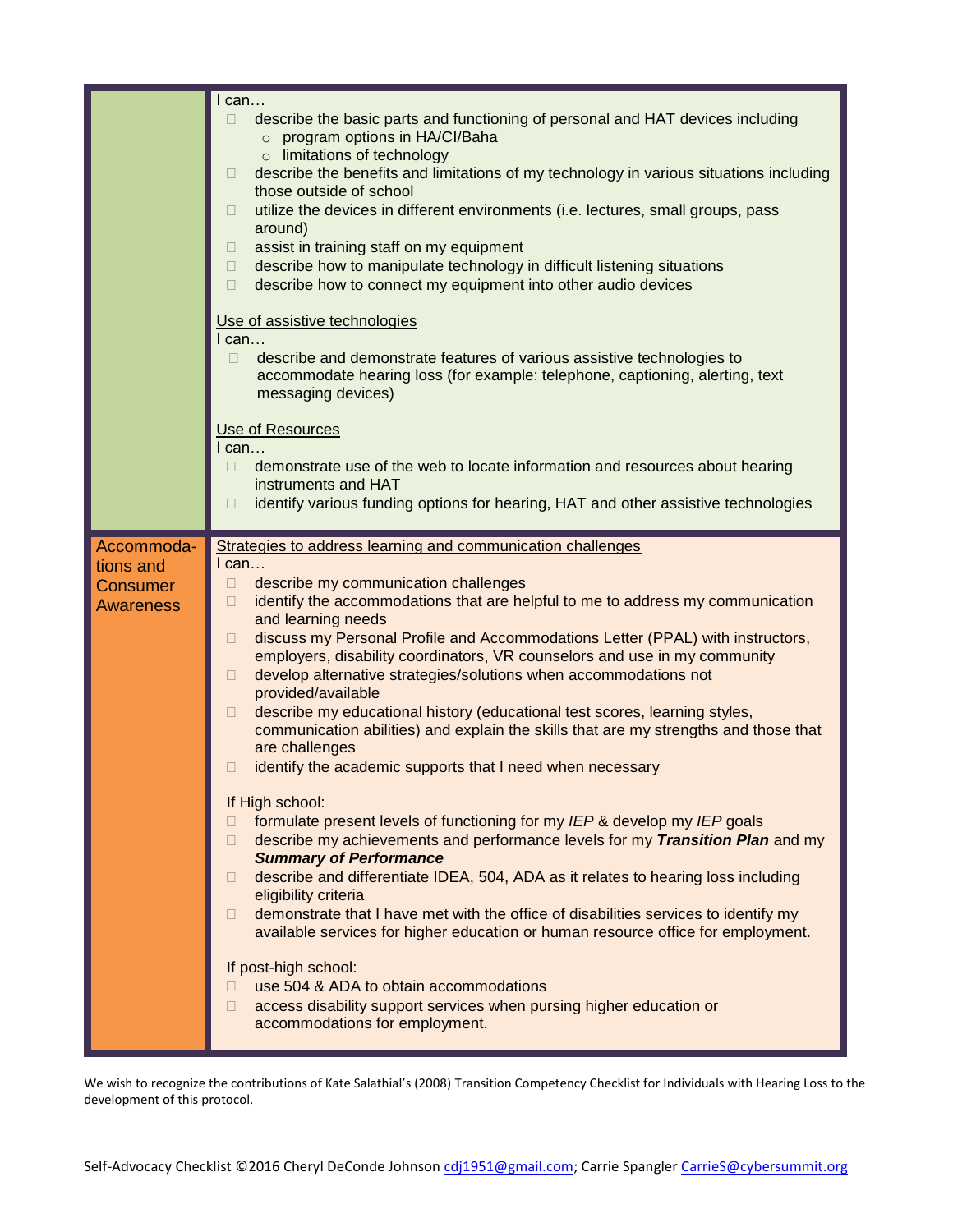| | |
|---|---|
| | I can…<br>☐ describe the basic parts and functioning of personal and HAT devices including<br>  ○ program options in HA/CI/Baha<br>  ○ limitations of technology<br>☐ describe the benefits and limitations of my technology in various situations including those outside of school<br>☐ utilize the devices in different environments (i.e. lectures, small groups, pass around)<br>☐ assist in training staff on my equipment<br>☐ describe how to manipulate technology in difficult listening situations<br>☐ describe how to connect my equipment into other audio devices<br><br><u>Use of assistive technologies</u><br>I can…<br>☐ describe and demonstrate features of various assistive technologies to accommodate hearing loss (for example: telephone, captioning, alerting, text messaging devices)<br><br><u>Use of Resources</u><br>I can…<br>☐ demonstrate use of the web to locate information and resources about hearing instruments and HAT<br>☐ identify various funding options for hearing, HAT and other assistive technologies |
| Accommoda-tions and Consumer Awareness | <u>Strategies to address learning and communication challenges</u><br>I can…<br>☐ describe my communication challenges<br>☐ identify the accommodations that are helpful to me to address my communication and learning needs<br>☐ discuss my Personal Profile and Accommodations Letter (PPAL) with instructors, employers, disability coordinators, VR counselors and use in my community<br>☐ develop alternative strategies/solutions when accommodations not provided/available<br>☐ describe my educational history (educational test scores, learning styles, communication abilities) and explain the skills that are my strengths and those that are challenges<br>☐ identify the academic supports that I need when necessary<br><br>If High school:<br>☐ formulate present levels of functioning for my *IEP* & develop my *IEP* goals<br>☐ describe my achievements and performance levels for my ***Transition Plan*** and my ***Summary of Performance***<br>☐ describe and differentiate IDEA, 504, ADA as it relates to hearing loss including eligibility criteria<br>☐ demonstrate that I have met with the office of disabilities services to identify my available services for higher education or human resource office for employment.<br><br>If post-high school:<br>☐ use 504 & ADA to obtain accommodations<br>☐ access disability support services when pursing higher education or accommodations for employment. |

We wish to recognize the contributions of Kate Salathial's (2008) Transition Competency Checklist for Individuals with Hearing Loss to the development of this protocol.

Self-Advocacy Checklist ©2016 Cheryl DeConde Johnson cdj1951@gmail.com; Carrie Spangler CarrieS@cybersummit.org